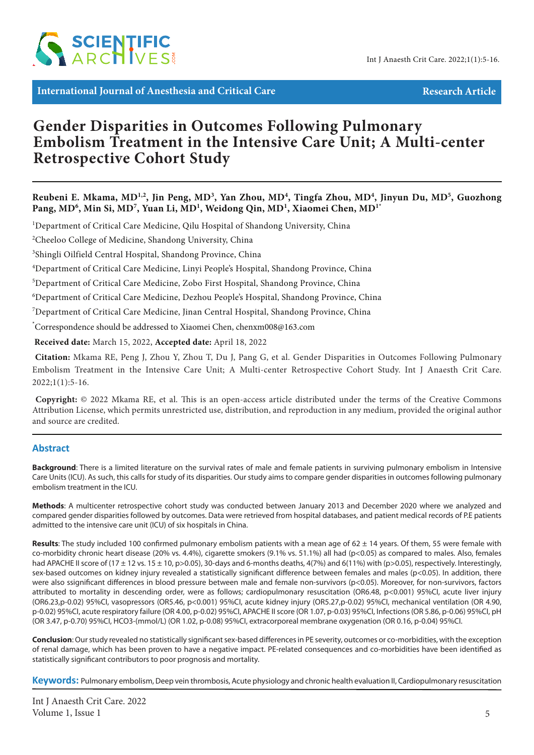International Journal of Anesthesia and Critical Care

Research Article

# Gender Disparities in Outcomes Following Pulmonary Embolism Treatment in the Intensive Care Unit; A Multi-center Retrospective Cohort Study

**Reubeni E. Mkama, MD[1,2], Jin Peng, MD[3], Yan Zhou, MD[4], Tingfa Zhou, MD[4], Jinyun Du, MD[5], Guozhong Pang, MD[6], Min Si, MD[7], Yuan Li, MD[1], Weidong Qin, MD[1], Xiaomei Chen, MD[1*]**

[1]Department of Critical Care Medicine, Qilu Hospital of Shandong University, China

[2]Cheeloo College of Medicine, Shandong University, China

[3]Shingli Oilfield Central Hospital, Shandong Province, China

[4]Department of Critical Care Medicine, Linyi People's Hospital, Shandong Province, China

[5]Department of Critical Care Medicine, Zobo First Hospital, Shandong Province, China

[6]Department of Critical Care Medicine, Dezhou People's Hospital, Shandong Province, China

[7]Department of Critical Care Medicine, Jinan Central Hospital, Shandong Province, China

[*]Correspondence should be addressed to Xiaomei Chen, chenxm008@163.com

**Received date:** March 15, 2022, **Accepted date:** April 18, 2022

**Citation:** Mkama RE, Peng J, Zhou Y, Zhou T, Du J, Pang G, et al. Gender Disparities in Outcomes Following Pulmonary Embolism Treatment in the Intensive Care Unit; A Multi-center Retrospective Cohort Study. Int J Anaesth Crit Care. 2022;1(1):5-16.

**Copyright:** © 2022 Mkama RE, et al. This is an open-access article distributed under the terms of the Creative Commons Attribution License, which permits unrestricted use, distribution, and reproduction in any medium, provided the original author and source are credited.

## Abstract

**Background**: There is a limited literature on the survival rates of male and female patients in surviving pulmonary embolism in Intensive Care Units (ICU). As such, this calls for study of its disparities. Our study aims to compare gender disparities in outcomes following pulmonary embolism treatment in the ICU.

**Methods**: A multicenter retrospective cohort study was conducted between January 2013 and December 2020 where we analyzed and compared gender disparities followed by outcomes. Data were retrieved from hospital databases, and patient medical records of P.E patients admitted to the intensive care unit (ICU) of six hospitals in China.

**Results**: The study included 100 confirmed pulmonary embolism patients with a mean age of 62 ± 14 years. Of them, 55 were female with co-morbidity chronic heart disease (20% vs. 4.4%), cigarette smokers (9.1% vs. 51.1%) all had ($p<0.05$) as compared to males. Also, females had APACHE II score of (17 ± 12 vs. 15 ± 10, $p>0.05$), 30-days and 6-months deaths, 4(7%) and 6(11%) with ($p>0.05$), respectively. Interestingly, sex-based outcomes on kidney injury revealed a statistically significant difference between females and males ($p<0.05$). In addition, there were also ssignificant differences in blood pressure between male and female non-survivors ($p<0.05$). Moreover, for non-survivors, factors attributed to mortality in descending order, were as follows; cardiopulmonary resuscitation (OR6.48, $p<0.001$) 95%CI, acute liver injury (OR6.23,p-0.02) 95%CI, vasopressors (OR5.46, $p<0.001$) 95%CI, acute kidney injury (OR5.27,p-0.02) 95%CI, mechanical ventilation (OR 4.90, p-0.02) 95%CI, acute respiratory failure (OR 4.00, p-0.02) 95%CI, APACHE II score (OR 1.07, p-0.03) 95%CI, Infections (OR 5.86, p-0.06) 95%CI, pH (OR 3.47, p-0.70) 95%CI, HCO3-(mmol/L) (OR 1.02, p-0.08) 95%CI, extracorporeal membrane oxygenation (OR 0.16, p-0.04) 95%CI.

**Conclusion**: Our study revealed no statistically significant sex-based differences in PE severity, outcomes or co-morbidities, with the exception of renal damage, which has been proven to have a negative impact. PE-related consequences and co-morbidities have been identified as statistically significant contributors to poor prognosis and mortality.

**Keywords:** Pulmonary embolism, Deep vein thrombosis, Acute physiology and chronic health evaluation II, Cardiopulmonary resuscitation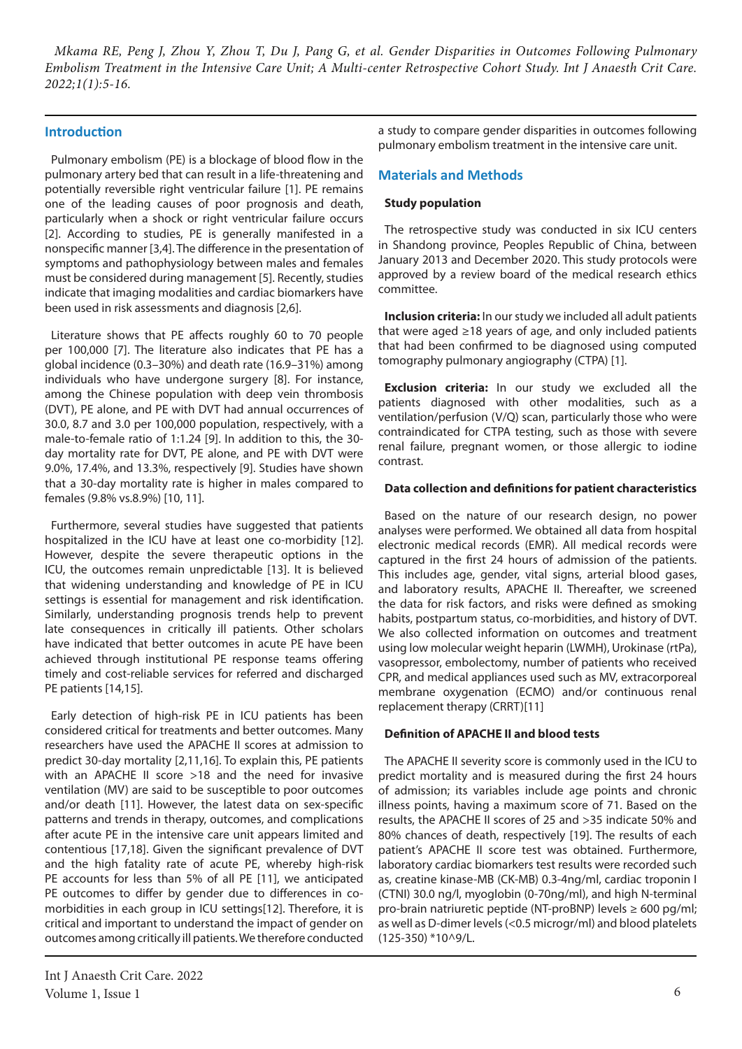## Introduction

Pulmonary embolism (PE) is a blockage of blood flow in the pulmonary artery bed that can result in a life-threatening and potentially reversible right ventricular failure [1]. PE remains one of the leading causes of poor prognosis and death, particularly when a shock or right ventricular failure occurs [2]. According to studies, PE is generally manifested in a nonspecific manner [3,4]. The difference in the presentation of symptoms and pathophysiology between males and females must be considered during management [5]. Recently, studies indicate that imaging modalities and cardiac biomarkers have been used in risk assessments and diagnosis [2,6].

Literature shows that PE affects roughly 60 to 70 people per 100,000 [7]. The literature also indicates that PE has a global incidence (0.3–30%) and death rate (16.9–31%) among individuals who have undergone surgery [8]. For instance, among the Chinese population with deep vein thrombosis (DVT), PE alone, and PE with DVT had annual occurrences of 30.0, 8.7 and 3.0 per 100,000 population, respectively, with a male-to-female ratio of 1:1.24 [9]. In addition to this, the 30-day mortality rate for DVT, PE alone, and PE with DVT were 9.0%, 17.4%, and 13.3%, respectively [9]. Studies have shown that a 30-day mortality rate is higher in males compared to females (9.8% vs.8.9%) [10, 11].

Furthermore, several studies have suggested that patients hospitalized in the ICU have at least one co-morbidity [12]. However, despite the severe therapeutic options in the ICU, the outcomes remain unpredictable [13]. It is believed that widening understanding and knowledge of PE in ICU settings is essential for management and risk identification. Similarly, understanding prognosis trends help to prevent late consequences in critically ill patients. Other scholars have indicated that better outcomes in acute PE have been achieved through institutional PE response teams offering timely and cost-reliable services for referred and discharged PE patients [14,15].

Early detection of high-risk PE in ICU patients has been considered critical for treatments and better outcomes. Many researchers have used the APACHE II scores at admission to predict 30-day mortality [2,11,16]. To explain this, PE patients with an APACHE II score >18 and the need for invasive ventilation (MV) are said to be susceptible to poor outcomes and/or death [11]. However, the latest data on sex-specific patterns and trends in therapy, outcomes, and complications after acute PE in the intensive care unit appears limited and contentious [17,18]. Given the significant prevalence of DVT and the high fatality rate of acute PE, whereby high-risk PE accounts for less than 5% of all PE [11], we anticipated PE outcomes to differ by gender due to differences in co-morbidities in each group in ICU settings[12]. Therefore, it is critical and important to understand the impact of gender on outcomes among critically ill patients. We therefore conducted a study to compare gender disparities in outcomes following pulmonary embolism treatment in the intensive care unit.

## Materials and Methods

### Study population

The retrospective study was conducted in six ICU centers in Shandong province, Peoples Republic of China, between January 2013 and December 2020. This study protocols were approved by a review board of the medical research ethics committee.

**Inclusion criteria:** In our study we included all adult patients that were aged ≥18 years of age, and only included patients that had been confirmed to be diagnosed using computed tomography pulmonary angiography (CTPA) [1].

**Exclusion criteria:** In our study we excluded all the patients diagnosed with other modalities, such as a ventilation/perfusion (V/Q) scan, particularly those who were contraindicated for CTPA testing, such as those with severe renal failure, pregnant women, or those allergic to iodine contrast.

### Data collection and definitions for patient characteristics

Based on the nature of our research design, no power analyses were performed. We obtained all data from hospital electronic medical records (EMR). All medical records were captured in the first 24 hours of admission of the patients. This includes age, gender, vital signs, arterial blood gases, and laboratory results, APACHE II. Thereafter, we screened the data for risk factors, and risks were defined as smoking habits, postpartum status, co-morbidities, and history of DVT. We also collected information on outcomes and treatment using low molecular weight heparin (LWMH), Urokinase (rtPa), vasopressor, embolectomy, number of patients who received CPR, and medical appliances used such as MV, extracorporeal membrane oxygenation (ECMO) and/or continuous renal replacement therapy (CRRT)[11]

### Definition of APACHE II and blood tests

The APACHE II severity score is commonly used in the ICU to predict mortality and is measured during the first 24 hours of admission; its variables include age points and chronic illness points, having a maximum score of 71. Based on the results, the APACHE II scores of 25 and >35 indicate 50% and 80% chances of death, respectively [19]. The results of each patient's APACHE II score test was obtained. Furthermore, laboratory cardiac biomarkers test results were recorded such as, creatine kinase-MB (CK-MB) 0.3-4ng/ml, cardiac troponin I (CTNI) 30.0 ng/l, myoglobin (0-70ng/ml), and high N-terminal pro-brain natriuretic peptide (NT-proBNP) levels ≥ 600 pg/ml; as well as D-dimer levels (<0.5 microgr/ml) and blood platelets (125-350) *10^9/L.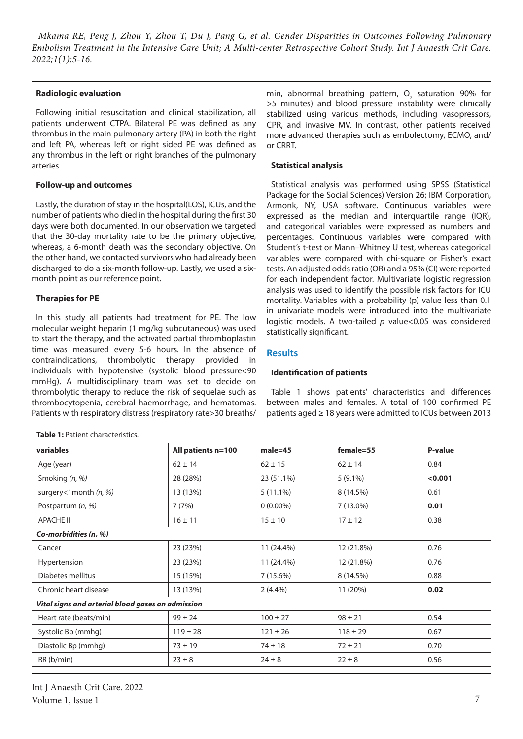### Radiologic evaluation

Following initial resuscitation and clinical stabilization, all patients underwent CTPA. Bilateral PE was defined as any thrombus in the main pulmonary artery (PA) in both the right and left PA, whereas left or right sided PE was defined as any thrombus in the left or right branches of the pulmonary arteries.

### Follow-up and outcomes

Lastly, the duration of stay in the hospital(LOS), ICUs, and the number of patients who died in the hospital during the first 30 days were both documented. In our observation we targeted that the 30-day mortality rate to be the primary objective, whereas, a 6-month death was the secondary objective. On the other hand, we contacted survivors who had already been discharged to do a six-month follow-up. Lastly, we used a six-month point as our reference point.

### Therapies for PE

In this study all patients had treatment for PE. The low molecular weight heparin (1 mg/kg subcutaneous) was used to start the therapy, and the activated partial thromboplastin time was measured every 5-6 hours. In the absence of contraindications, thrombolytic therapy provided in individuals with hypotensive (systolic blood pressure<90 mmHg). A multidisciplinary team was set to decide on thrombolytic therapy to reduce the risk of sequelae such as thrombocytopenia, cerebral haemorrhage, and hematomas. Patients with respiratory distress (respiratory rate>30 breaths/min, abnormal breathing pattern, $O_2$ saturation 90% for >5 minutes) and blood pressure instability were clinically stabilized using various methods, including vasopressors, CPR, and invasive MV. In contrast, other patients received more advanced therapies such as embolectomy, ECMO, and/or CRRT.

### Statistical analysis

Statistical analysis was performed using SPSS (Statistical Package for the Social Sciences) Version 26; IBM Corporation, Armonk, NY, USA software. Continuous variables were expressed as the median and interquartile range (IQR), and categorical variables were expressed as numbers and percentages. Continuous variables were compared with Student's t-test or Mann–Whitney U test, whereas categorical variables were compared with chi-square or Fisher's exact tests. An adjusted odds ratio (OR) and a 95% (CI) were reported for each independent factor. Multivariate logistic regression analysis was used to identify the possible risk factors for ICU mortality. Variables with a probability (p) value less than 0.1 in univariate models were introduced into the multivariate logistic models. A two-tailed *p* value<0.05 was considered statistically significant.

## Results

### Identification of patients

Table 1 shows patients' characteristics and differences between males and females. A total of 100 confirmed PE patients aged ≥ 18 years were admitted to ICUs between 2013

**Table 1:** Patient characteristics.

| variables | All patients n=100 | male=45 | female=55 | P-value |
|---|---|---|---|---|
| Age (year) | 62 ± 14 | 62 ± 15 | 62 ± 14 | 0.84 |
| Smoking *(n, %)* | 28 (28%) | 23 (51.1%) | 5 (9.1%) | **<0.001** |
| surgery<1month *(n, %)* | 13 (13%) | 5 (11.1%) | 8 (14.5%) | 0.61 |
| Postpartum *(n, %)* | 7 (7%) | 0 (0.00%) | 7 (13.0%) | **0.01** |
| APACHE II | 16 ± 11 | 15 ± 10 | 17 ± 12 | 0.38 |
| ***Co-morbidities (n, %)*** | | | | |
| Cancer | 23 (23%) | 11 (24.4%) | 12 (21.8%) | 0.76 |
| Hypertension | 23 (23%) | 11 (24.4%) | 12 (21.8%) | 0.76 |
| Diabetes mellitus | 15 (15%) | 7 (15.6%) | 8 (14.5%) | 0.88 |
| Chronic heart disease | 13 (13%) | 2 (4.4%) | 11 (20%) | **0.02** |
| ***Vital signs and arterial blood gases on admission*** | | | | |
| Heart rate (beats/min) | 99 ± 24 | 100 ± 27 | 98 ± 21 | 0.54 |
| Systolic Bp (mmhg) | 119 ± 28 | 121 ± 26 | 118 ± 29 | 0.67 |
| Diastolic Bp (mmhg) | 73 ± 19 | 74 ± 18 | 72 ± 21 | 0.70 |
| RR (b/min) | 23 ± 8 | 24 ± 8 | 22 ± 8 | 0.56 |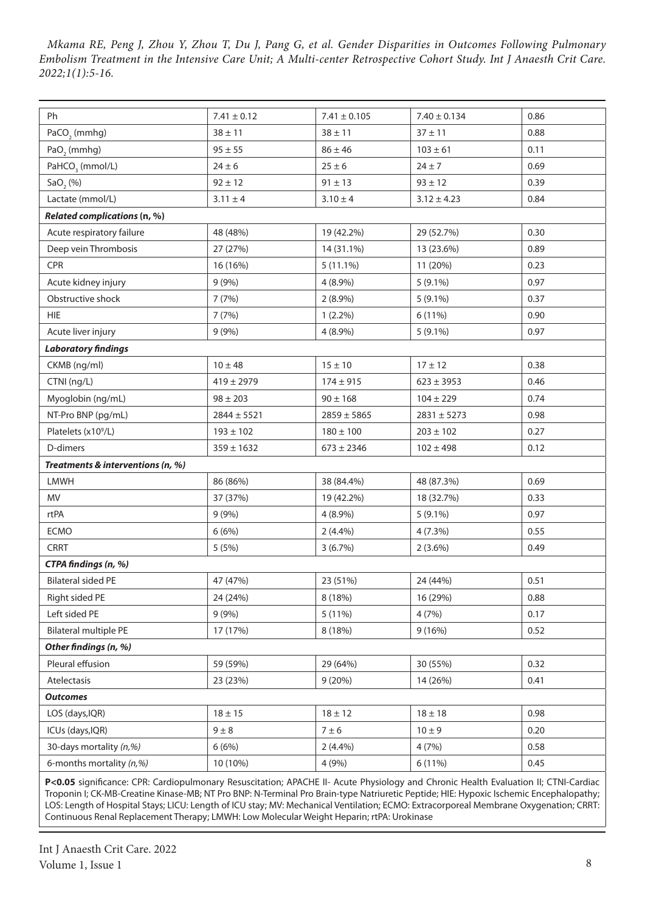| Ph | $7.41 \pm 0.12$ | $7.41 \pm 0.105$ | $7.40 \pm 0.134$ | 0.86 |
|---|---|---|---|---|
| $PaCO_2$ (mmhg) | $38 \pm 11$ | $38 \pm 11$ | $37 \pm 11$ | 0.88 |
| $PaO_2$ (mmhg) | $95 \pm 55$ | $86 \pm 46$ | $103 \pm 61$ | 0.11 |
| $PaHCO_3$ (mmol/L) | $24 \pm 6$ | $25 \pm 6$ | $24 \pm 7$ | 0.69 |
| $SaO_2$ (%) | $92 \pm 12$ | $91 \pm 13$ | $93 \pm 12$ | 0.39 |
| Lactate (mmol/L) | $3.11 \pm 4$ | $3.10 \pm 4$ | $3.12 \pm 4.23$ | 0.84 |
| ***Related complications* (n, %)** | | | | |
| Acute respiratory failure | 48 (48%) | 19 (42.2%) | 29 (52.7%) | 0.30 |
| Deep vein Thrombosis | 27 (27%) | 14 (31.1%) | 13 (23.6%) | 0.89 |
| CPR | 16 (16%) | 5 (11.1%) | 11 (20%) | 0.23 |
| Acute kidney injury | 9 (9%) | 4 (8.9%) | 5 (9.1%) | 0.97 |
| Obstructive shock | 7 (7%) | 2 (8.9%) | 5 (9.1%) | 0.37 |
| HIE | 7 (7%) | 1 (2.2%) | 6 (11%) | 0.90 |
| Acute liver injury | 9 (9%) | 4 (8.9%) | 5 (9.1%) | 0.97 |
| ***Laboratory findings*** | | | | |
| CKMB (ng/ml) | $10 \pm 48$ | $15 \pm 10$ | $17 \pm 12$ | 0.38 |
| CTNI (ng/L) | $419 \pm 2979$ | $174 \pm 915$ | $623 \pm 3953$ | 0.46 |
| Myoglobin (ng/mL) | $98 \pm 203$ | $90 \pm 168$ | $104 \pm 229$ | 0.74 |
| NT-Pro BNP (pg/mL) | $2844 \pm 5521$ | $2859 \pm 5865$ | $2831 \pm 5273$ | 0.98 |
| Platelets ($x10^9$/L) | $193 \pm 102$ | $180 \pm 100$ | $203 \pm 102$ | 0.27 |
| D-dimers | $359 \pm 1632$ | $673 \pm 2346$ | $102 \pm 498$ | 0.12 |
| ***Treatments & interventions (n, %)*** | | | | |
| LMWH | 86 (86%) | 38 (84.4%) | 48 (87.3%) | 0.69 |
| MV | 37 (37%) | 19 (42.2%) | 18 (32.7%) | 0.33 |
| rtPA | 9 (9%) | 4 (8.9%) | 5 (9.1%) | 0.97 |
| ECMO | 6 (6%) | 2 (4.4%) | 4 (7.3%) | 0.55 |
| CRRT | 5 (5%) | 3 (6.7%) | 2 (3.6%) | 0.49 |
| ***CTPA findings (n, %)*** | | | | |
| Bilateral sided PE | 47 (47%) | 23 (51%) | 24 (44%) | 0.51 |
| Right sided PE | 24 (24%) | 8 (18%) | 16 (29%) | 0.88 |
| Left sided PE | 9 (9%) | 5 (11%) | 4 (7%) | 0.17 |
| Bilateral multiple PE | 17 (17%) | 8 (18%) | 9 (16%) | 0.52 |
| ***Other findings (n, %)*** | | | | |
| Pleural effusion | 59 (59%) | 29 (64%) | 30 (55%) | 0.32 |
| Atelectasis | 23 (23%) | 9 (20%) | 14 (26%) | 0.41 |
| ***Outcomes*** | | | | |
| LOS (days,IQR) | $18 \pm 15$ | $18 \pm 12$ | $18 \pm 18$ | 0.98 |
| ICUs (days,IQR) | $9 \pm 8$ | $7 \pm 6$ | $10 \pm 9$ | 0.20 |
| 30-days mortality *(n,%)* | 6 (6%) | 2 (4.4%) | 4 (7%) | 0.58 |
| 6-months mortality *(n,%)* | 10 (10%) | 4 (9%) | 6 (11%) | 0.45 |

**P<0.05** significance: CPR: Cardiopulmonary Resuscitation; APACHE II- Acute Physiology and Chronic Health Evaluation II; CTNI-Cardiac Troponin I; CK-MB-Creatine Kinase-MB; NT Pro BNP: N-Terminal Pro Brain-type Natriuretic Peptide; HIE: Hypoxic Ischemic Encephalopathy; LOS: Length of Hospital Stays; LICU: Length of ICU stay; MV: Mechanical Ventilation; ECMO: Extracorporeal Membrane Oxygenation; CRRT: Continuous Renal Replacement Therapy; LMWH: Low Molecular Weight Heparin; rtPA: Urokinase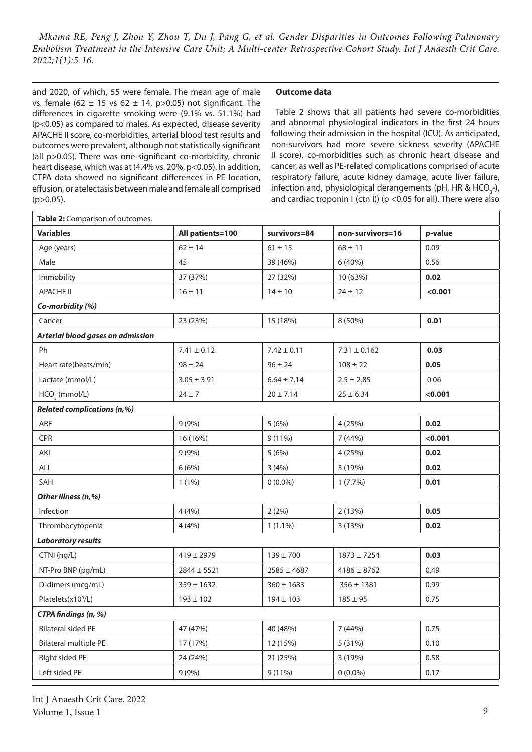and 2020, of which, 55 were female. The mean age of male vs. female ($62 \pm 15$ vs $62 \pm 14$, $p>0.05$) not significant. The differences in cigarette smoking were (9.1% vs. 51.1%) had ($p<0.05$) as compared to males. As expected, disease severity APACHE II score, co-morbidities, arterial blood test results and outcomes were prevalent, although not statistically significant (all $p>0.05$). There was one significant co-morbidity, chronic heart disease, which was at (4.4% vs. 20%, $p<0.05$). In addition, CTPA data showed no significant differences in PE location, effusion, or atelectasis between male and female all comprised ($p>0.05$).

**Outcome data**

Table 2 shows that all patients had severe co-morbidities and abnormal physiological indicators in the first 24 hours following their admission in the hospital (ICU). As anticipated, non-survivors had more severe sickness severity (APACHE II score), co-morbidities such as chronic heart disease and cancer, as well as PE-related complications comprised of acute respiratory failure, acute kidney damage, acute liver failure, infection and, physiological derangements (pH, HR & $HCO_3$-), and cardiac troponin I (ctn I)) ($p<0.05$ for all). There were also

**Table 2:** Comparison of outcomes.

| **Variables** | **All patients=100** | **survivors=84** | **non-survivors=16** | **p-value** |
|---|---|---|---|---|
| Age (years) | 62 ± 14 | 61 ± 15 | 68 ± 11 | 0.09 |
| Male | 45 | 39 (46%) | 6 (40%) | 0.56 |
| Immobility | 37 (37%) | 27 (32%) | 10 (63%) | **0.02** |
| APACHE II | 16 ± 11 | 14 ± 10 | 24 ± 12 | **<0.001** |
| ***Co-morbidity (%)*** | | | | |
| Cancer | 23 (23%) | 15 (18%) | 8 (50%) | **0.01** |
| ***Arterial blood gases on admission*** | | | | |
| Ph | 7.41 ± 0.12 | 7.42 ± 0.11 | 7.31 ± 0.162 | **0.03** |
| Heart rate(beats/min) | 98 ± 24 | 96 ± 24 | 108 ± 22 | **0.05** |
| Lactate (mmol/L) | 3.05 ± 3.91 | 6.64 ± 7.14 | 2.5 ± 2.85 | 0.06 |
| $HCO_3$ (mmol/L) | 24 ± 7 | 20 ± 7.14 | 25 ± 6.34 | **<0.001** |
| ***Related complications (n,%)*** | | | | |
| ARF | 9 (9%) | 5 (6%) | 4 (25%) | **0.02** |
| CPR | 16 (16%) | 9 (11%) | 7 (44%) | **<0.001** |
| AKI | 9 (9%) | 5 (6%) | 4 (25%) | **0.02** |
| ALI | 6 (6%) | 3 (4%) | 3 (19%) | **0.02** |
| SAH | 1 (1%) | 0 (0.0%) | 1 (7.7%) | **0.01** |
| ***Other illness (n,%)*** | | | | |
| Infection | 4 (4%) | 2 (2%) | 2 (13%) | **0.05** |
| Thrombocytopenia | 4 (4%) | 1 (1.1%) | 3 (13%) | **0.02** |
| ***Laboratory results*** | | | | |
| CTNI (ng/L) | 419 ± 2979 | 139 ± 700 | 1873 ± 7254 | **0.03** |
| NT-Pro BNP (pg/mL) | 2844 ± 5521 | 2585 ± 4687 | 4186 ± 8762 | 0.49 |
| D-dimers (mcg/mL) | 359 ± 1632 | 360 ± 1683 | 356 ± 1381 | 0.99 |
| Platelets($x10^9$/L) | 193 ± 102 | 194 ± 103 | 185 ± 95 | 0.75 |
| ***CTPA findings (n, %)*** | | | | |
| Bilateral sided PE | 47 (47%) | 40 (48%) | 7 (44%) | 0.75 |
| Bilateral multiple PE | 17 (17%) | 12 (15%) | 5 (31%) | 0.10 |
| Right sided PE | 24 (24%) | 21 (25%) | 3 (19%) | 0.58 |
| Left sided PE | 9 (9%) | 9 (11%) | 0 (0.0%) | 0.17 |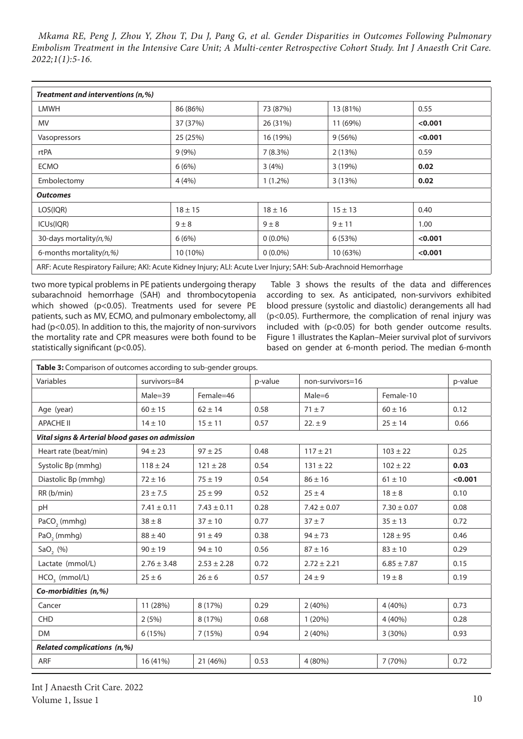| | | | | |
|---|---|---|---|---|
| ***Treatment and interventions (n,%)*** | | | | |
| LMWH | 86 (86%) | 73 (87%) | 13 (81%) | 0.55 |
| MV | 37 (37%) | 26 (31%) | 11 (69%) | **<0.001** |
| Vasopressors | 25 (25%) | 16 (19%) | 9 (56%) | **<0.001** |
| rtPA | 9 (9%) | 7 (8.3%) | 2 (13%) | 0.59 |
| ECMO | 6 (6%) | 3 (4%) | 3 (19%) | **0.02** |
| Embolectomy | 4 (4%) | 1 (1.2%) | 3 (13%) | **0.02** |
| ***Outcomes*** | | | | |
| LOS(IQR) | 18 ± 15 | 18 ± 16 | 15 ± 13 | 0.40 |
| ICUs(IQR) | 9 ± 8 | 9 ± 8 | 9 ± 11 | 1.00 |
| 30-days mortality*(n,%)* | 6 (6%) | 0 (0.0%) | 6 (53%) | **<0.001** |
| 6-months mortality*(n,%)* | 10 (10%) | 0 (0.0%) | 10 (63%) | **<0.001** |

ARF: Acute Respiratory Failure; AKI: Acute Kidney Injury; ALI: Acute Lver Injury; SAH: Sub-Arachnoid Hemorrhage

two more typical problems in PE patients undergoing therapy subarachnoid hemorrhage (SAH) and thrombocytopenia which showed ($p<0.05$). Treatments used for severe PE patients, such as MV, ECMO, and pulmonary embolectomy, all had ($p<0.05$). In addition to this, the majority of non-survivors the mortality rate and CPR measures were both found to be statistically significant ($p<0.05$).

Table 3 shows the results of the data and differences according to sex. As anticipated, non-survivors exhibited blood pressure (systolic and diastolic) derangements all had ($p<0.05$). Furthermore, the complication of renal injury was included with ($p<0.05$) for both gender outcome results. Figure 1 illustrates the Kaplan–Meier survival plot of survivors based on gender at 6-month period. The median 6-month

**Table 3:** Comparison of outcomes according to sub-gender groups.

| Variables | survivors=84 | | p-value | non-survivors=16 | | p-value |
|---|---|---|---|---|---|---|
| | Male=39 | Female=46 | | Male=6 | Female-10 | |
| Age (year) | 60 ± 15 | 62 ± 14 | 0.58 | 71 ± 7 | 60 ± 16 | 0.12 |
| APACHE II | 14 ± 10 | 15 ± 11 | 0.57 | 22. ± 9 | 25 ± 14 | 0.66 |
| ***Vital signs & Arterial blood gases on admission*** | | | | | | |
| Heart rate (beat/min) | 94 ± 23 | 97 ± 25 | 0.48 | 117 ± 21 | 103 ± 22 | 0.25 |
| Systolic Bp (mmhg) | 118 ± 24 | 121 ± 28 | 0.54 | 131 ± 22 | 102 ± 22 | **0.03** |
| Diastolic Bp (mmhg) | 72 ± 16 | 75 ± 19 | 0.54 | 86 ± 16 | 61 ± 10 | **<0.001** |
| RR (b/min) | 23 ± 7.5 | 25 ± 99 | 0.52 | 25 ± 4 | 18 ± 8 | 0.10 |
| pH | 7.41 ± 0.11 | 7.43 ± 0.11 | 0.28 | 7.42 ± 0.07 | 7.30 ± 0.07 | 0.08 |
| $PaCO_2$ (mmhg) | 38 ± 8 | 37 ± 10 | 0.77 | 37 ± 7 | 35 ± 13 | 0.72 |
| $PaO_2$ (mmhg) | 88 ± 40 | 91 ± 49 | 0.38 | 94 ± 73 | 128 ± 95 | 0.46 |
| $SaO_2$ (%) | 90 ± 19 | 94 ± 10 | 0.56 | 87 ± 16 | 83 ± 10 | 0.29 |
| Lactate (mmol/L) | 2.76 ± 3.48 | 2.53 ± 2.28 | 0.72 | 2.72 ± 2.21 | 6.85 ± 7.87 | 0.15 |
| $HCO_3$ (mmol/L) | 25 ± 6 | 26 ± 6 | 0.57 | 24 ± 9 | 19 ± 8 | 0.19 |
| ***Co-morbidities (n,%)*** | | | | | | |
| Cancer | 11 (28%) | 8 (17%) | 0.29 | 2 (40%) | 4 (40%) | 0.73 |
| CHD | 2 (5%) | 8 (17%) | 0.68 | 1 (20%) | 4 (40%) | 0.28 |
| DM | 6 (15%) | 7 (15%) | 0.94 | 2 (40%) | 3 (30%) | 0.93 |
| ***Related complications (n,%)*** | | | | | | |
| ARF | 16 (41%) | 21 (46%) | 0.53 | 4 (80%) | 7 (70%) | 0.72 |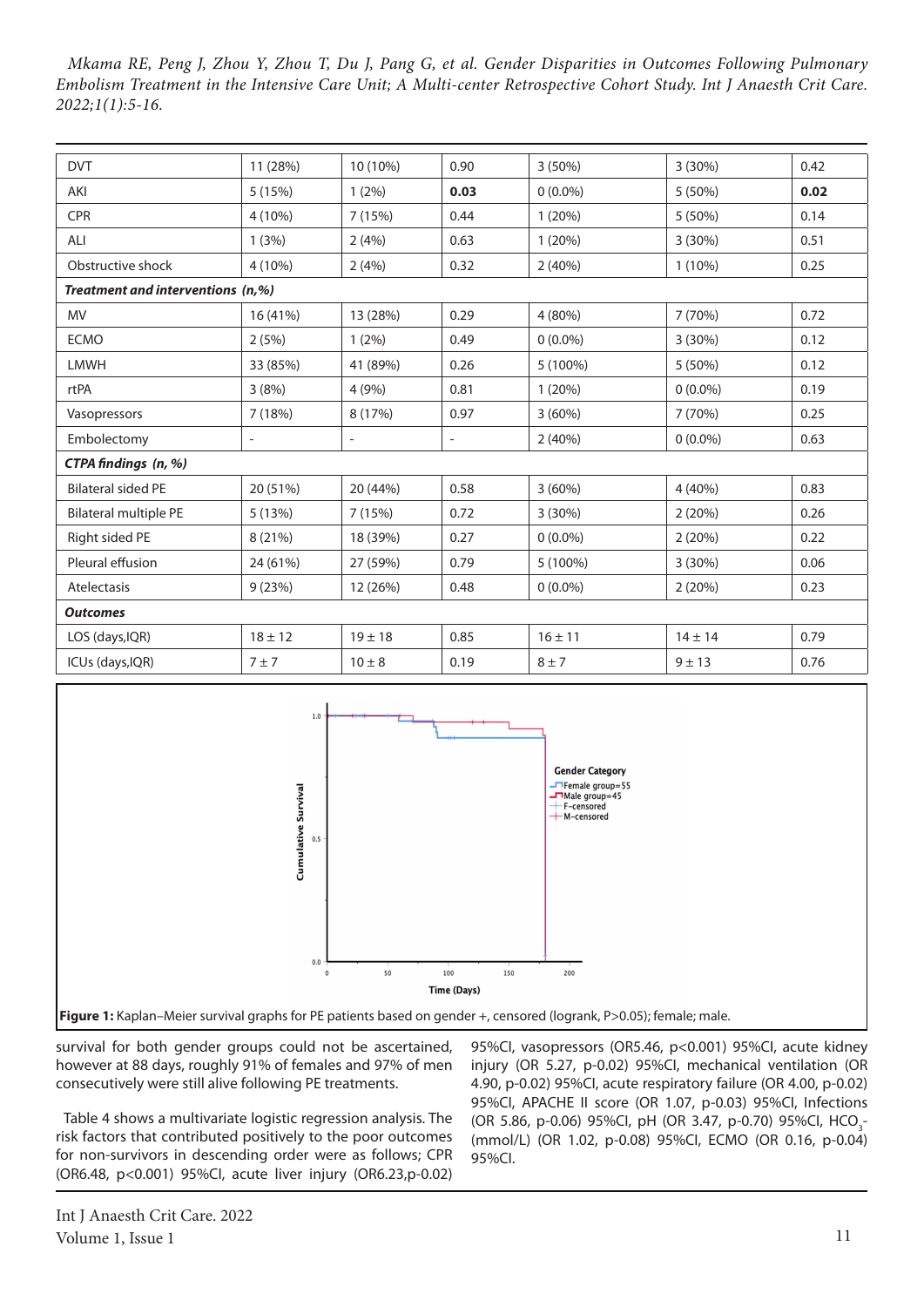| DVT | 11 (28%) | 10 (10%) | 0.90 | 3 (50%) | 3 (30%) | 0.42 |
|---|---|---|---|---|---|---|
| AKI | 5 (15%) | 1 (2%) | **0.03** | 0 (0.0%) | 5 (50%) | **0.02** |
| CPR | 4 (10%) | 7 (15%) | 0.44 | 1 (20%) | 5 (50%) | 0.14 |
| ALI | 1 (3%) | 2 (4%) | 0.63 | 1 (20%) | 3 (30%) | 0.51 |
| Obstructive shock | 4 (10%) | 2 (4%) | 0.32 | 2 (40%) | 1 (10%) | 0.25 |
| ***Treatment and interventions (n,%)*** | | | | | | |
| MV | 16 (41%) | 13 (28%) | 0.29 | 4 (80%) | 7 (70%) | 0.72 |
| ECMO | 2 (5%) | 1 (2%) | 0.49 | 0 (0.0%) | 3 (30%) | 0.12 |
| LMWH | 33 (85%) | 41 (89%) | 0.26 | 5 (100%) | 5 (50%) | 0.12 |
| rtPA | 3 (8%) | 4 (9%) | 0.81 | 1 (20%) | 0 (0.0%) | 0.19 |
| Vasopressors | 7 (18%) | 8 (17%) | 0.97 | 3 (60%) | 7 (70%) | 0.25 |
| Embolectomy | - | - | - | 2 (40%) | 0 (0.0%) | 0.63 |
| ***CTPA findings (n, %)*** | | | | | | |
| Bilateral sided PE | 20 (51%) | 20 (44%) | 0.58 | 3 (60%) | 4 (40%) | 0.83 |
| Bilateral multiple PE | 5 (13%) | 7 (15%) | 0.72 | 3 (30%) | 2 (20%) | 0.26 |
| Right sided PE | 8 (21%) | 18 (39%) | 0.27 | 0 (0.0%) | 2 (20%) | 0.22 |
| Pleural effusion | 24 (61%) | 27 (59%) | 0.79 | 5 (100%) | 3 (30%) | 0.06 |
| Atelectasis | 9 (23%) | 12 (26%) | 0.48 | 0 (0.0%) | 2 (20%) | 0.23 |
| ***Outcomes*** | | | | | | |
| LOS (days,IQR) | 18 ± 12 | 19 ± 18 | 0.85 | 16 ± 11 | 14 ± 14 | 0.79 |
| ICUs (days,IQR) | 7 ± 7 | 10 ± 8 | 0.19 | 8 ± 7 | 9 ± 13 | 0.76 |

**Figure 1:** Kaplan–Meier survival graphs for PE patients based on gender +, censored (logrank, P>0.05); female; male.

survival for both gender groups could not be ascertained, however at 88 days, roughly 91% of females and 97% of men consecutively were still alive following PE treatments.

Table 4 shows a multivariate logistic regression analysis. The risk factors that contributed positively to the poor outcomes for non-survivors in descending order were as follows; CPR (OR6.48, p<0.001) 95%CI, acute liver injury (OR6.23,p-0.02) 95%CI, vasopressors (OR5.46, p<0.001) 95%CI, acute kidney injury (OR 5.27, p-0.02) 95%CI, mechanical ventilation (OR 4.90, p-0.02) 95%CI, acute respiratory failure (OR 4.00, p-0.02) 95%CI, APACHE II score (OR 1.07, p-0.03) 95%CI, Infections (OR 5.86, p-0.06) 95%CI, pH (OR 3.47, p-0.70) 95%CI, $HCO_3$- (mmol/L) (OR 1.02, p-0.08) 95%CI, ECMO (OR 0.16, p-0.04) 95%CI.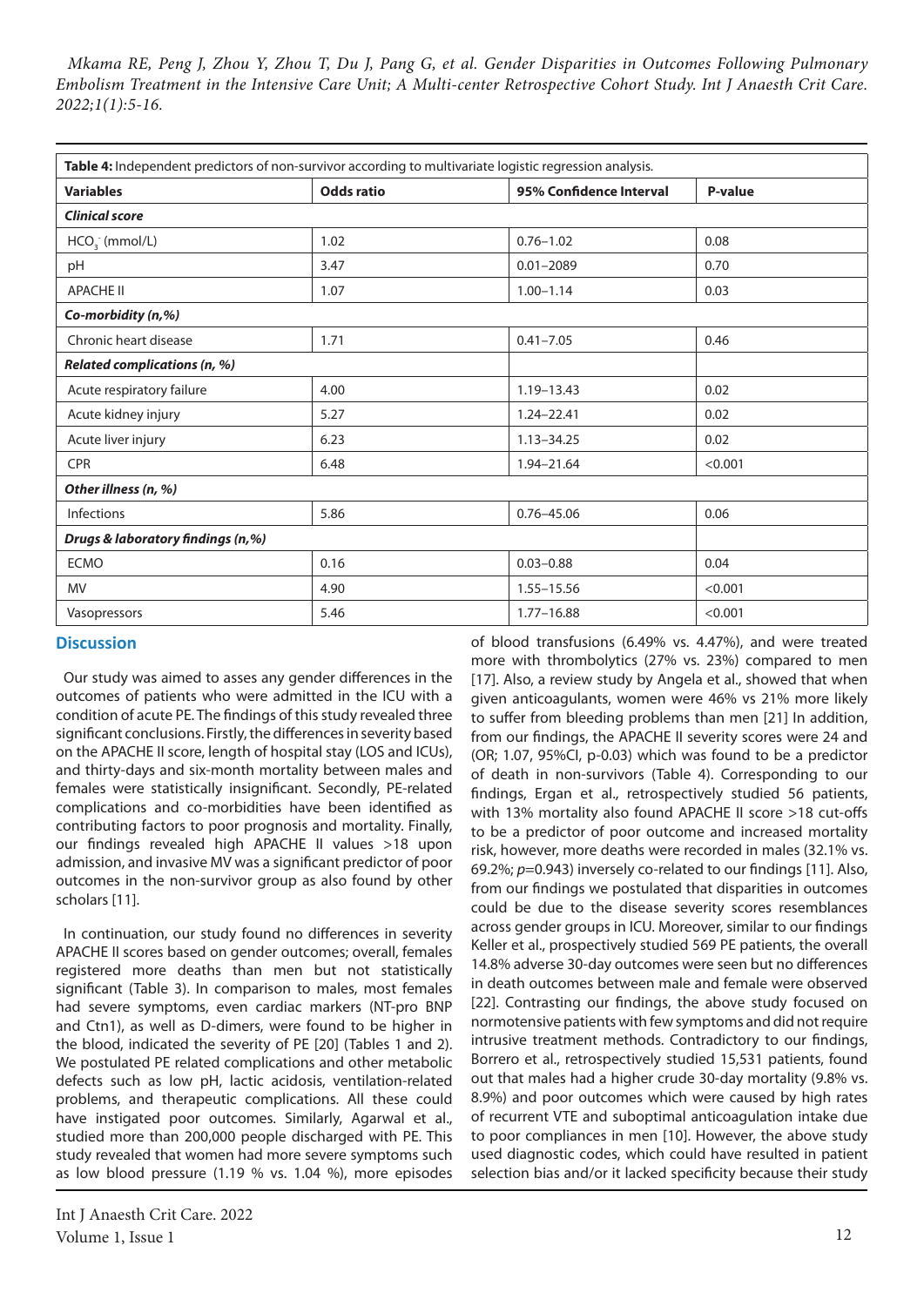| **Table 4:** Independent predictors of non-survivor according to multivariate logistic regression analysis. | | | |
|---|---|---|---|
| **Variables** | **Odds ratio** | **95% Confidence Interval** | **P-value** |
| ***Clinical score*** | | | |
| $HCO_3^-$ (mmol/L) | 1.02 | 0.76–1.02 | 0.08 |
| pH | 3.47 | 0.01–2089 | 0.70 |
| APACHE II | 1.07 | 1.00–1.14 | 0.03 |
| ***Co-morbidity (n,%)*** | | | |
| Chronic heart disease | 1.71 | 0.41–7.05 | 0.46 |
| ***Related complications (n, %)*** | | | |
| Acute respiratory failure | 4.00 | 1.19–13.43 | 0.02 |
| Acute kidney injury | 5.27 | 1.24–22.41 | 0.02 |
| Acute liver injury | 6.23 | 1.13–34.25 | 0.02 |
| CPR | 6.48 | 1.94–21.64 | <0.001 |
| ***Other illness (n, %)*** | | | |
| Infections | 5.86 | 0.76–45.06 | 0.06 |
| ***Drugs & laboratory findings (n,%)*** | | | |
| ECMO | 0.16 | 0.03–0.88 | 0.04 |
| MV | 4.90 | 1.55–15.56 | <0.001 |
| Vasopressors | 5.46 | 1.77–16.88 | <0.001 |

## Discussion

Our study was aimed to asses any gender differences in the outcomes of patients who were admitted in the ICU with a condition of acute PE. The findings of this study revealed three significant conclusions. Firstly, the differences in severity based on the APACHE II score, length of hospital stay (LOS and ICUs), and thirty-days and six-month mortality between males and females were statistically insignificant. Secondly, PE-related complications and co-morbidities have been identified as contributing factors to poor prognosis and mortality. Finally, our findings revealed high APACHE II values >18 upon admission, and invasive MV was a significant predictor of poor outcomes in the non-survivor group as also found by other scholars [11].

In continuation, our study found no differences in severity APACHE II scores based on gender outcomes; overall, females registered more deaths than men but not statistically significant (Table 3). In comparison to males, most females had severe symptoms, even cardiac markers (NT-pro BNP and Ctn1), as well as D-dimers, were found to be higher in the blood, indicated the severity of PE [20] (Tables 1 and 2). We postulated PE related complications and other metabolic defects such as low pH, lactic acidosis, ventilation-related problems, and therapeutic complications. All these could have instigated poor outcomes. Similarly, Agarwal et al., studied more than 200,000 people discharged with PE. This study revealed that women had more severe symptoms such as low blood pressure (1.19 % vs. 1.04 %), more episodes of blood transfusions (6.49% vs. 4.47%), and were treated more with thrombolytics (27% vs. 23%) compared to men [17]. Also, a review study by Angela et al., showed that when given anticoagulants, women were 46% vs 21% more likely to suffer from bleeding problems than men [21] In addition, from our findings, the APACHE II severity scores were 24 and (OR; 1.07, 95%CI, p-0.03) which was found to be a predictor of death in non-survivors (Table 4). Corresponding to our findings, Ergan et al., retrospectively studied 56 patients, with 13% mortality also found APACHE II score >18 cut-offs to be a predictor of poor outcome and increased mortality risk, however, more deaths were recorded in males (32.1% vs. 69.2%; *p*=0.943) inversely co-related to our findings [11]. Also, from our findings we postulated that disparities in outcomes could be due to the disease severity scores resemblances across gender groups in ICU. Moreover, similar to our findings Keller et al., prospectively studied 569 PE patients, the overall 14.8% adverse 30-day outcomes were seen but no differences in death outcomes between male and female were observed [22]. Contrasting our findings, the above study focused on normotensive patients with few symptoms and did not require intrusive treatment methods. Contradictory to our findings, Borrero et al., retrospectively studied 15,531 patients, found out that males had a higher crude 30-day mortality (9.8% vs. 8.9%) and poor outcomes which were caused by high rates of recurrent VTE and suboptimal anticoagulation intake due to poor compliances in men [10]. However, the above study used diagnostic codes, which could have resulted in patient selection bias and/or it lacked specificity because their study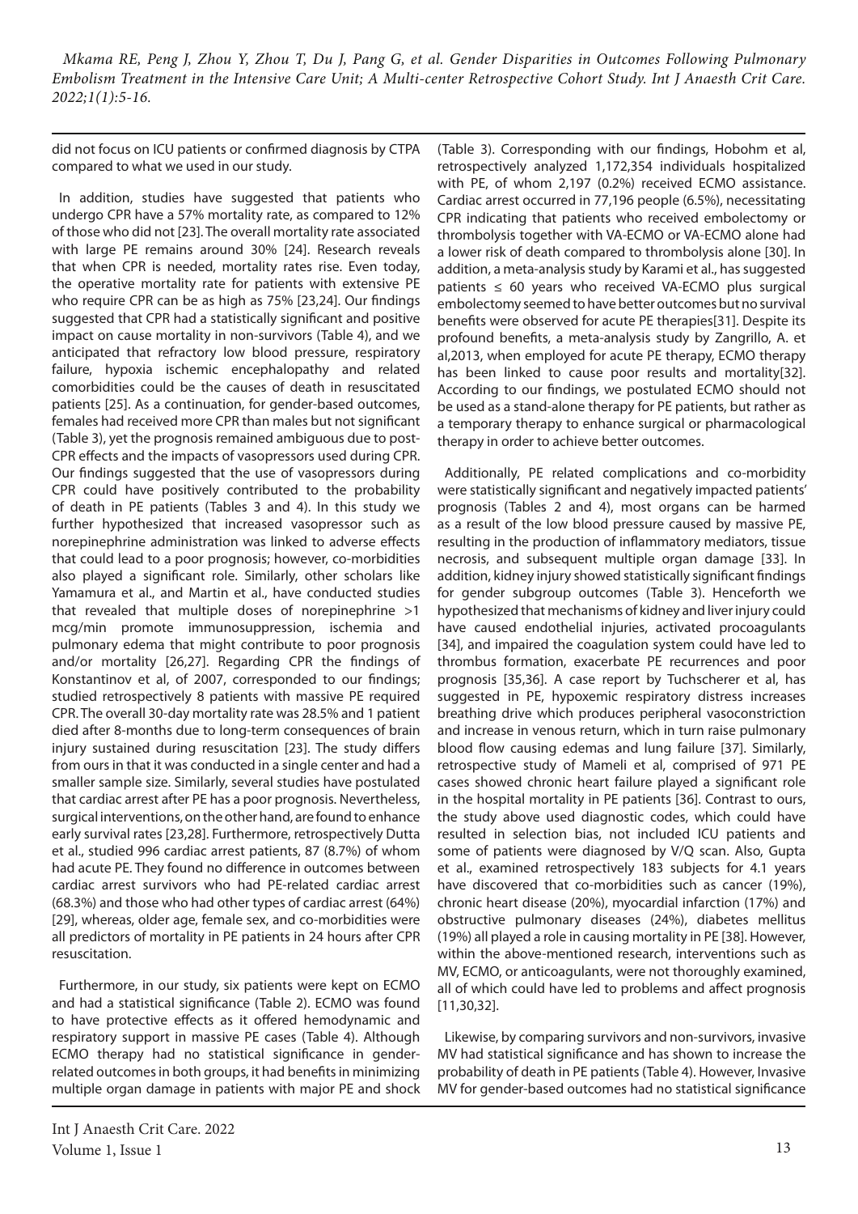did not focus on ICU patients or confirmed diagnosis by CTPA compared to what we used in our study.

In addition, studies have suggested that patients who undergo CPR have a 57% mortality rate, as compared to 12% of those who did not [23]. The overall mortality rate associated with large PE remains around 30% [24]. Research reveals that when CPR is needed, mortality rates rise. Even today, the operative mortality rate for patients with extensive PE who require CPR can be as high as 75% [23,24]. Our findings suggested that CPR had a statistically significant and positive impact on cause mortality in non-survivors (Table 4), and we anticipated that refractory low blood pressure, respiratory failure, hypoxia ischemic encephalopathy and related comorbidities could be the causes of death in resuscitated patients [25]. As a continuation, for gender-based outcomes, females had received more CPR than males but not significant (Table 3), yet the prognosis remained ambiguous due to post-CPR effects and the impacts of vasopressors used during CPR. Our findings suggested that the use of vasopressors during CPR could have positively contributed to the probability of death in PE patients (Tables 3 and 4). In this study we further hypothesized that increased vasopressor such as norepinephrine administration was linked to adverse effects that could lead to a poor prognosis; however, co-morbidities also played a significant role. Similarly, other scholars like Yamamura et al., and Martin et al., have conducted studies that revealed that multiple doses of norepinephrine >1 mcg/min promote immunosuppression, ischemia and pulmonary edema that might contribute to poor prognosis and/or mortality [26,27]. Regarding CPR the findings of Konstantinov et al, of 2007, corresponded to our findings; studied retrospectively 8 patients with massive PE required CPR. The overall 30-day mortality rate was 28.5% and 1 patient died after 8-months due to long-term consequences of brain injury sustained during resuscitation [23]. The study differs from ours in that it was conducted in a single center and had a smaller sample size. Similarly, several studies have postulated that cardiac arrest after PE has a poor prognosis. Nevertheless, surgical interventions, on the other hand, are found to enhance early survival rates [23,28]. Furthermore, retrospectively Dutta et al., studied 996 cardiac arrest patients, 87 (8.7%) of whom had acute PE. They found no difference in outcomes between cardiac arrest survivors who had PE-related cardiac arrest (68.3%) and those who had other types of cardiac arrest (64%) [29], whereas, older age, female sex, and co-morbidities were all predictors of mortality in PE patients in 24 hours after CPR resuscitation.

Furthermore, in our study, six patients were kept on ECMO and had a statistical significance (Table 2). ECMO was found to have protective effects as it offered hemodynamic and respiratory support in massive PE cases (Table 4). Although ECMO therapy had no statistical significance in gender-related outcomes in both groups, it had benefits in minimizing multiple organ damage in patients with major PE and shock (Table 3). Corresponding with our findings, Hobohm et al, retrospectively analyzed 1,172,354 individuals hospitalized with PE, of whom 2,197 (0.2%) received ECMO assistance. Cardiac arrest occurred in 77,196 people (6.5%), necessitating CPR indicating that patients who received embolectomy or thrombolysis together with VA-ECMO or VA-ECMO alone had a lower risk of death compared to thrombolysis alone [30]. In addition, a meta-analysis study by Karami et al., has suggested patients ≤ 60 years who received VA-ECMO plus surgical embolectomy seemed to have better outcomes but no survival benefits were observed for acute PE therapies[31]. Despite its profound benefits, a meta-analysis study by Zangrillo, A. et al,2013, when employed for acute PE therapy, ECMO therapy has been linked to cause poor results and mortality[32]. According to our findings, we postulated ECMO should not be used as a stand-alone therapy for PE patients, but rather as a temporary therapy to enhance surgical or pharmacological therapy in order to achieve better outcomes.

Additionally, PE related complications and co-morbidity were statistically significant and negatively impacted patients' prognosis (Tables 2 and 4), most organs can be harmed as a result of the low blood pressure caused by massive PE, resulting in the production of inflammatory mediators, tissue necrosis, and subsequent multiple organ damage [33]. In addition, kidney injury showed statistically significant findings for gender subgroup outcomes (Table 3). Henceforth we hypothesized that mechanisms of kidney and liver injury could have caused endothelial injuries, activated procoagulants [34], and impaired the coagulation system could have led to thrombus formation, exacerbate PE recurrences and poor prognosis [35,36]. A case report by Tuchscherer et al, has suggested in PE, hypoxemic respiratory distress increases breathing drive which produces peripheral vasoconstriction and increase in venous return, which in turn raise pulmonary blood flow causing edemas and lung failure [37]. Similarly, retrospective study of Mameli et al, comprised of 971 PE cases showed chronic heart failure played a significant role in the hospital mortality in PE patients [36]. Contrast to ours, the study above used diagnostic codes, which could have resulted in selection bias, not included ICU patients and some of patients were diagnosed by V/Q scan. Also, Gupta et al., examined retrospectively 183 subjects for 4.1 years have discovered that co-morbidities such as cancer (19%), chronic heart disease (20%), myocardial infarction (17%) and obstructive pulmonary diseases (24%), diabetes mellitus (19%) all played a role in causing mortality in PE [38]. However, within the above-mentioned research, interventions such as MV, ECMO, or anticoagulants, were not thoroughly examined, all of which could have led to problems and affect prognosis [11,30,32].

Likewise, by comparing survivors and non-survivors, invasive MV had statistical significance and has shown to increase the probability of death in PE patients (Table 4). However, Invasive MV for gender-based outcomes had no statistical significance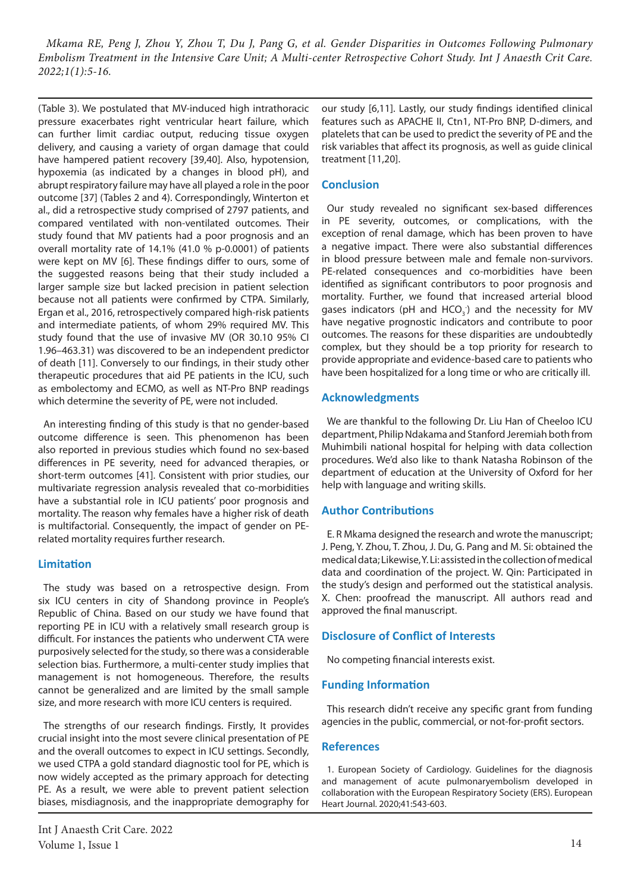(Table 3). We postulated that MV-induced high intrathoracic pressure exacerbates right ventricular heart failure, which can further limit cardiac output, reducing tissue oxygen delivery, and causing a variety of organ damage that could have hampered patient recovery [39,40]. Also, hypotension, hypoxemia (as indicated by a changes in blood pH), and abrupt respiratory failure may have all played a role in the poor outcome [37] (Tables 2 and 4). Correspondingly, Winterton et al., did a retrospective study comprised of 2797 patients, and compared ventilated with non-ventilated outcomes. Their study found that MV patients had a poor prognosis and an overall mortality rate of 14.1% (41.0 % p-0.0001) of patients were kept on MV [6]. These findings differ to ours, some of the suggested reasons being that their study included a larger sample size but lacked precision in patient selection because not all patients were confirmed by CTPA. Similarly, Ergan et al., 2016, retrospectively compared high-risk patients and intermediate patients, of whom 29% required MV. This study found that the use of invasive MV (OR 30.10 95% CI 1.96–463.31) was discovered to be an independent predictor of death [11]. Conversely to our findings, in their study other therapeutic procedures that aid PE patients in the ICU, such as embolectomy and ECMO, as well as NT-Pro BNP readings which determine the severity of PE, were not included.

An interesting finding of this study is that no gender-based outcome difference is seen. This phenomenon has been also reported in previous studies which found no sex-based differences in PE severity, need for advanced therapies, or short-term outcomes [41]. Consistent with prior studies, our multivariate regression analysis revealed that co-morbidities have a substantial role in ICU patients' poor prognosis and mortality. The reason why females have a higher risk of death is multifactorial. Consequently, the impact of gender on PE-related mortality requires further research.

## Limitation

The study was based on a retrospective design. From six ICU centers in city of Shandong province in People's Republic of China. Based on our study we have found that reporting PE in ICU with a relatively small research group is difficult. For instances the patients who underwent CTA were purposively selected for the study, so there was a considerable selection bias. Furthermore, a multi-center study implies that management is not homogeneous. Therefore, the results cannot be generalized and are limited by the small sample size, and more research with more ICU centers is required.

The strengths of our research findings. Firstly, It provides crucial insight into the most severe clinical presentation of PE and the overall outcomes to expect in ICU settings. Secondly, we used CTPA a gold standard diagnostic tool for PE, which is now widely accepted as the primary approach for detecting PE. As a result, we were able to prevent patient selection biases, misdiagnosis, and the inappropriate demography for our study [6,11]. Lastly, our study findings identified clinical features such as APACHE II, Ctn1, NT-Pro BNP, D-dimers, and platelets that can be used to predict the severity of PE and the risk variables that affect its prognosis, as well as guide clinical treatment [11,20].

## Conclusion

Our study revealed no significant sex-based differences in PE severity, outcomes, or complications, with the exception of renal damage, which has been proven to have a negative impact. There were also substantial differences in blood pressure between male and female non-survivors. PE-related consequences and co-morbidities have been identified as significant contributors to poor prognosis and mortality. Further, we found that increased arterial blood gases indicators (pH and $HCO_3^-$) and the necessity for MV have negative prognostic indicators and contribute to poor outcomes. The reasons for these disparities are undoubtedly complex, but they should be a top priority for research to provide appropriate and evidence-based care to patients who have been hospitalized for a long time or who are critically ill.

## Acknowledgments

We are thankful to the following Dr. Liu Han of Cheeloo ICU department, Philip Ndakama and Stanford Jeremiah both from Muhimbili national hospital for helping with data collection procedures. We'd also like to thank Natasha Robinson of the department of education at the University of Oxford for her help with language and writing skills.

## Author Contributions

E. R Mkama designed the research and wrote the manuscript; J. Peng, Y. Zhou, T. Zhou, J. Du, G. Pang and M. Si: obtained the medical data; Likewise, Y. Li: assisted in the collection of medical data and coordination of the project. W. Qin: Participated in the study's design and performed out the statistical analysis. X. Chen: proofread the manuscript. All authors read and approved the final manuscript.

## Disclosure of Conflict of Interests

No competing financial interests exist.

## Funding Information

This research didn't receive any specific grant from funding agencies in the public, commercial, or not-for-profit sectors.

## References

1. European Society of Cardiology. Guidelines for the diagnosis and management of acute pulmonaryembolism developed in collaboration with the European Respiratory Society (ERS). European Heart Journal. 2020;41:543-603.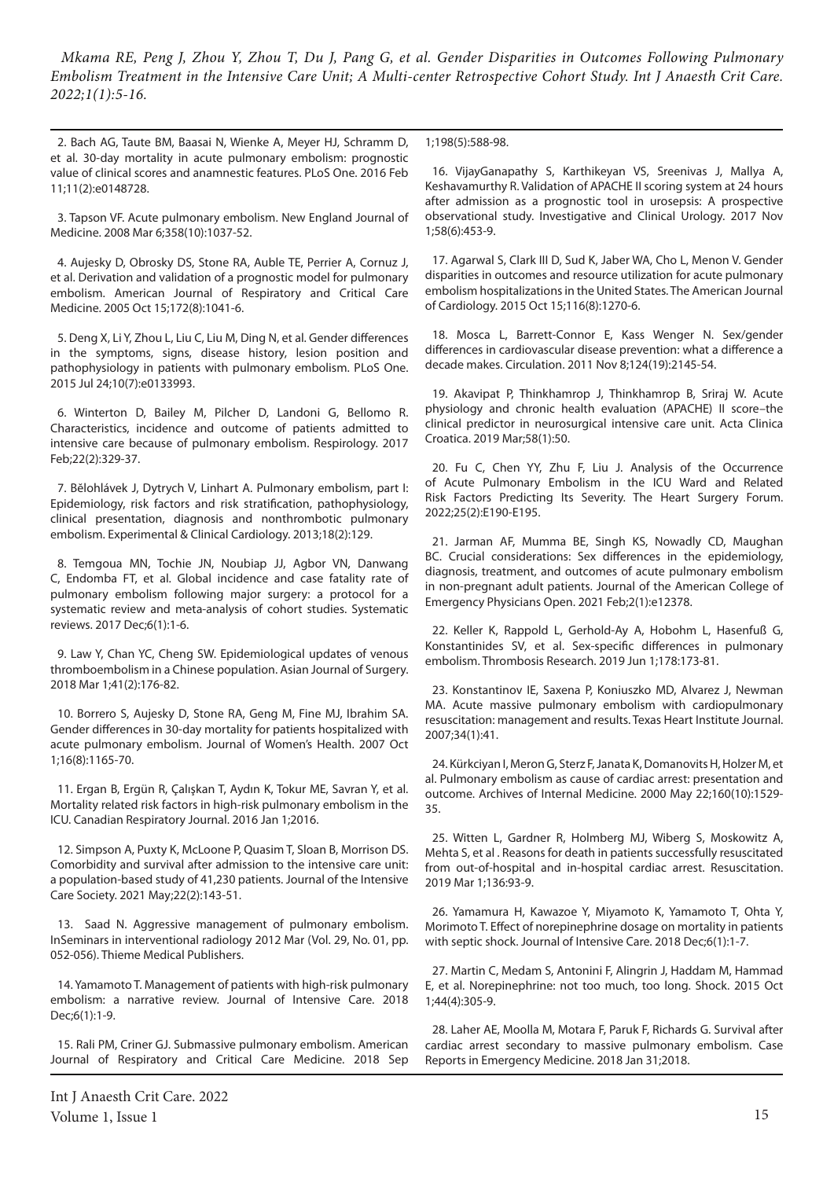2. Bach AG, Taute BM, Baasai N, Wienke A, Meyer HJ, Schramm D, et al. 30-day mortality in acute pulmonary embolism: prognostic value of clinical scores and anamnestic features. PLoS One. 2016 Feb 11;11(2):e0148728.

3. Tapson VF. Acute pulmonary embolism. New England Journal of Medicine. 2008 Mar 6;358(10):1037-52.

4. Aujesky D, Obrosky DS, Stone RA, Auble TE, Perrier A, Cornuz J, et al. Derivation and validation of a prognostic model for pulmonary embolism. American Journal of Respiratory and Critical Care Medicine. 2005 Oct 15;172(8):1041-6.

5. Deng X, Li Y, Zhou L, Liu C, Liu M, Ding N, et al. Gender differences in the symptoms, signs, disease history, lesion position and pathophysiology in patients with pulmonary embolism. PLoS One. 2015 Jul 24;10(7):e0133993.

6. Winterton D, Bailey M, Pilcher D, Landoni G, Bellomo R. Characteristics, incidence and outcome of patients admitted to intensive care because of pulmonary embolism. Respirology. 2017 Feb;22(2):329-37.

7. Bělohlávek J, Dytrych V, Linhart A. Pulmonary embolism, part I: Epidemiology, risk factors and risk stratification, pathophysiology, clinical presentation, diagnosis and nonthrombotic pulmonary embolism. Experimental & Clinical Cardiology. 2013;18(2):129.

8. Temgoua MN, Tochie JN, Noubiap JJ, Agbor VN, Danwang C, Endomba FT, et al. Global incidence and case fatality rate of pulmonary embolism following major surgery: a protocol for a systematic review and meta-analysis of cohort studies. Systematic reviews. 2017 Dec;6(1):1-6.

9. Law Y, Chan YC, Cheng SW. Epidemiological updates of venous thromboembolism in a Chinese population. Asian Journal of Surgery. 2018 Mar 1;41(2):176-82.

10. Borrero S, Aujesky D, Stone RA, Geng M, Fine MJ, Ibrahim SA. Gender differences in 30-day mortality for patients hospitalized with acute pulmonary embolism. Journal of Women's Health. 2007 Oct 1;16(8):1165-70.

11. Ergan B, Ergün R, Çalışkan T, Aydın K, Tokur ME, Savran Y, et al. Mortality related risk factors in high-risk pulmonary embolism in the ICU. Canadian Respiratory Journal. 2016 Jan 1;2016.

12. Simpson A, Puxty K, McLoone P, Quasim T, Sloan B, Morrison DS. Comorbidity and survival after admission to the intensive care unit: a population-based study of 41,230 patients. Journal of the Intensive Care Society. 2021 May;22(2):143-51.

13. Saad N. Aggressive management of pulmonary embolism. InSeminars in interventional radiology 2012 Mar (Vol. 29, No. 01, pp. 052-056). Thieme Medical Publishers.

14. Yamamoto T. Management of patients with high-risk pulmonary embolism: a narrative review. Journal of Intensive Care. 2018 Dec;6(1):1-9.

15. Rali PM, Criner GJ. Submassive pulmonary embolism. American Journal of Respiratory and Critical Care Medicine. 2018 Sep 1;198(5):588-98.

16. VijayGanapathy S, Karthikeyan VS, Sreenivas J, Mallya A, Keshavamurthy R. Validation of APACHE II scoring system at 24 hours after admission as a prognostic tool in urosepsis: A prospective observational study. Investigative and Clinical Urology. 2017 Nov 1;58(6):453-9.

17. Agarwal S, Clark III D, Sud K, Jaber WA, Cho L, Menon V. Gender disparities in outcomes and resource utilization for acute pulmonary embolism hospitalizations in the United States. The American Journal of Cardiology. 2015 Oct 15;116(8):1270-6.

18. Mosca L, Barrett-Connor E, Kass Wenger N. Sex/gender differences in cardiovascular disease prevention: what a difference a decade makes. Circulation. 2011 Nov 8;124(19):2145-54.

19. Akavipat P, Thinkhamrop J, Thinkhamrop B, Sriraj W. Acute physiology and chronic health evaluation (APACHE) II score–the clinical predictor in neurosurgical intensive care unit. Acta Clinica Croatica. 2019 Mar;58(1):50.

20. Fu C, Chen YY, Zhu F, Liu J. Analysis of the Occurrence of Acute Pulmonary Embolism in the ICU Ward and Related Risk Factors Predicting Its Severity. The Heart Surgery Forum. 2022;25(2):E190-E195.

21. Jarman AF, Mumma BE, Singh KS, Nowadly CD, Maughan BC. Crucial considerations: Sex differences in the epidemiology, diagnosis, treatment, and outcomes of acute pulmonary embolism in non-pregnant adult patients. Journal of the American College of Emergency Physicians Open. 2021 Feb;2(1):e12378.

22. Keller K, Rappold L, Gerhold-Ay A, Hobohm L, Hasenfuß G, Konstantinides SV, et al. Sex-specific differences in pulmonary embolism. Thrombosis Research. 2019 Jun 1;178:173-81.

23. Konstantinov IE, Saxena P, Koniuszko MD, Alvarez J, Newman MA. Acute massive pulmonary embolism with cardiopulmonary resuscitation: management and results. Texas Heart Institute Journal. 2007;34(1):41.

24. Kürkciyan I, Meron G, Sterz F, Janata K, Domanovits H, Holzer M, et al. Pulmonary embolism as cause of cardiac arrest: presentation and outcome. Archives of Internal Medicine. 2000 May 22;160(10):1529-35.

25. Witten L, Gardner R, Holmberg MJ, Wiberg S, Moskowitz A, Mehta S, et al . Reasons for death in patients successfully resuscitated from out-of-hospital and in-hospital cardiac arrest. Resuscitation. 2019 Mar 1;136:93-9.

26. Yamamura H, Kawazoe Y, Miyamoto K, Yamamoto T, Ohta Y, Morimoto T. Effect of norepinephrine dosage on mortality in patients with septic shock. Journal of Intensive Care. 2018 Dec;6(1):1-7.

27. Martin C, Medam S, Antonini F, Alingrin J, Haddam M, Hammad E, et al. Norepinephrine: not too much, too long. Shock. 2015 Oct 1;44(4):305-9.

28. Laher AE, Moolla M, Motara F, Paruk F, Richards G. Survival after cardiac arrest secondary to massive pulmonary embolism. Case Reports in Emergency Medicine. 2018 Jan 31;2018.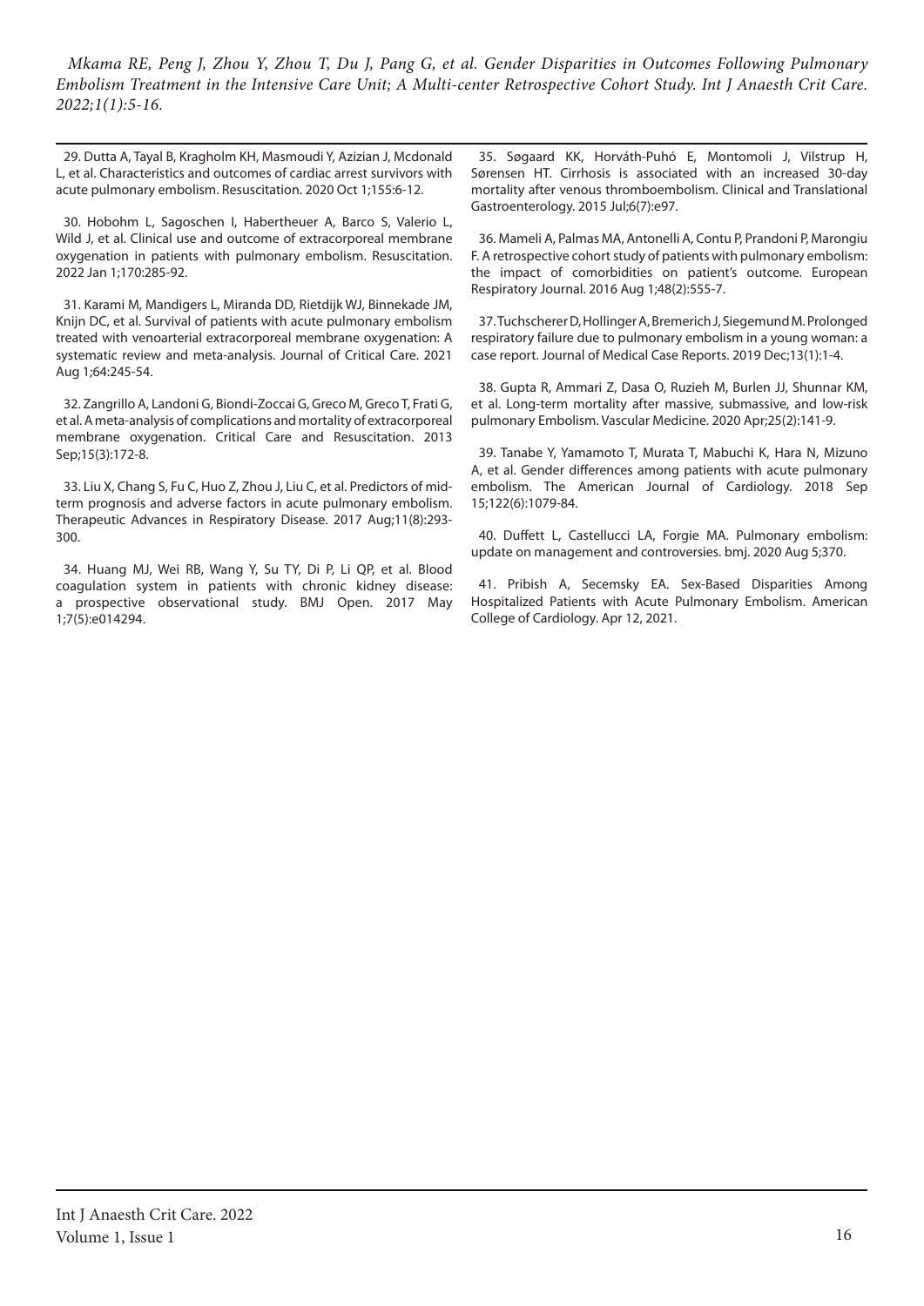29. Dutta A, Tayal B, Kragholm KH, Masmoudi Y, Azizian J, Mcdonald L, et al. Characteristics and outcomes of cardiac arrest survivors with acute pulmonary embolism. Resuscitation. 2020 Oct 1;155:6-12.

30. Hobohm L, Sagoschen I, Habertheuer A, Barco S, Valerio L, Wild J, et al. Clinical use and outcome of extracorporeal membrane oxygenation in patients with pulmonary embolism. Resuscitation. 2022 Jan 1;170:285-92.

31. Karami M, Mandigers L, Miranda DD, Rietdijk WJ, Binnekade JM, Knijn DC, et al. Survival of patients with acute pulmonary embolism treated with venoarterial extracorporeal membrane oxygenation: A systematic review and meta-analysis. Journal of Critical Care. 2021 Aug 1;64:245-54.

32. Zangrillo A, Landoni G, Biondi-Zoccai G, Greco M, Greco T, Frati G, et al. A meta-analysis of complications and mortality of extracorporeal membrane oxygenation. Critical Care and Resuscitation. 2013 Sep;15(3):172-8.

33. Liu X, Chang S, Fu C, Huo Z, Zhou J, Liu C, et al. Predictors of mid-term prognosis and adverse factors in acute pulmonary embolism. Therapeutic Advances in Respiratory Disease. 2017 Aug;11(8):293-300.

34. Huang MJ, Wei RB, Wang Y, Su TY, Di P, Li QP, et al. Blood coagulation system in patients with chronic kidney disease: a prospective observational study. BMJ Open. 2017 May 1;7(5):e014294.

35. Søgaard KK, Horváth-Puhó E, Montomoli J, Vilstrup H, Sørensen HT. Cirrhosis is associated with an increased 30-day mortality after venous thromboembolism. Clinical and Translational Gastroenterology. 2015 Jul;6(7):e97.

36. Mameli A, Palmas MA, Antonelli A, Contu P, Prandoni P, Marongiu F. A retrospective cohort study of patients with pulmonary embolism: the impact of comorbidities on patient's outcome. European Respiratory Journal. 2016 Aug 1;48(2):555-7.

37. Tuchscherer D, Hollinger A, Bremerich J, Siegemund M. Prolonged respiratory failure due to pulmonary embolism in a young woman: a case report. Journal of Medical Case Reports. 2019 Dec;13(1):1-4.

38. Gupta R, Ammari Z, Dasa O, Ruzieh M, Burlen JJ, Shunnar KM, et al. Long-term mortality after massive, submassive, and low-risk pulmonary Embolism. Vascular Medicine. 2020 Apr;25(2):141-9.

39. Tanabe Y, Yamamoto T, Murata T, Mabuchi K, Hara N, Mizuno A, et al. Gender differences among patients with acute pulmonary embolism. The American Journal of Cardiology. 2018 Sep 15;122(6):1079-84.

40. Duffett L, Castellucci LA, Forgie MA. Pulmonary embolism: update on management and controversies. bmj. 2020 Aug 5;370.

41. Pribish A, Secemsky EA. Sex-Based Disparities Among Hospitalized Patients with Acute Pulmonary Embolism. American College of Cardiology. Apr 12, 2021.